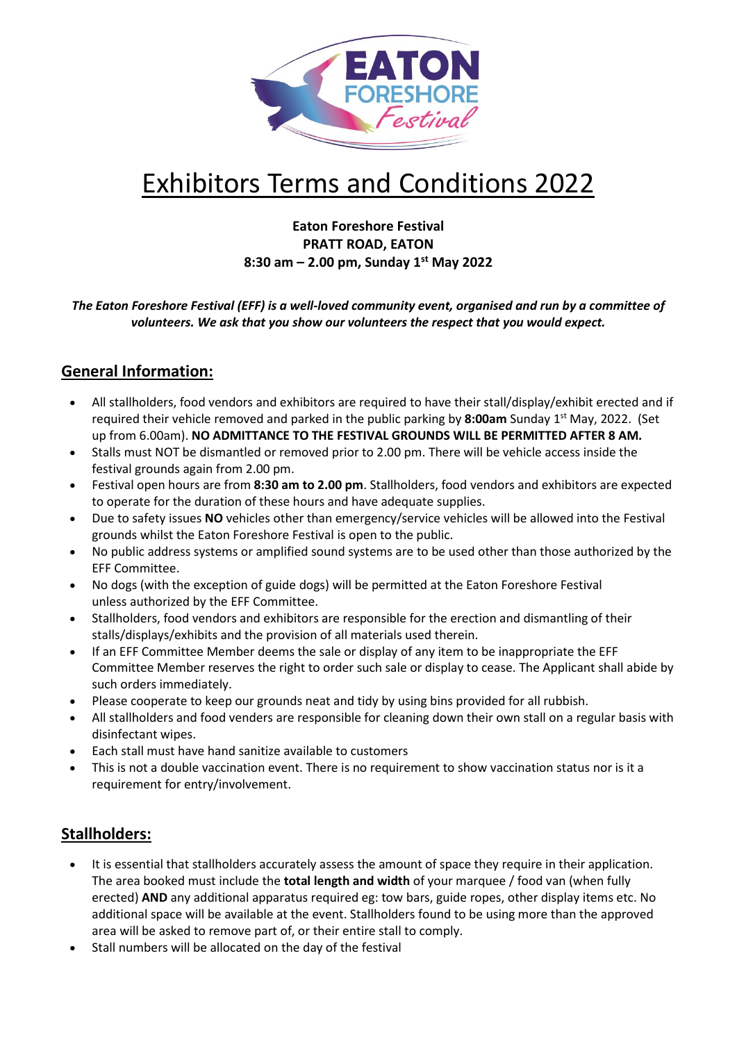# Exhibitors Terms and Conditions 2022

**Eaton Foreshore Festival**
**PRATT ROAD, EATON**
**8:30 am – 2.00 pm, Sunday 1st May 2022**

***The Eaton Foreshore Festival (EFF) is a well-loved community event, organised and run by a committee of volunteers. We ask that you show our volunteers the respect that you would expect.***

## General Information:

- All stallholders, food vendors and exhibitors are required to have their stall/display/exhibit erected and if required their vehicle removed and parked in the public parking by **8:00am** Sunday 1st May, 2022. (Set up from 6.00am). **NO ADMITTANCE TO THE FESTIVAL GROUNDS WILL BE PERMITTED AFTER 8 AM.**
- Stalls must NOT be dismantled or removed prior to 2.00 pm. There will be vehicle access inside the festival grounds again from 2.00 pm.
- Festival open hours are from **8:30 am to 2.00 pm**. Stallholders, food vendors and exhibitors are expected to operate for the duration of these hours and have adequate supplies.
- Due to safety issues **NO** vehicles other than emergency/service vehicles will be allowed into the Festival grounds whilst the Eaton Foreshore Festival is open to the public.
- No public address systems or amplified sound systems are to be used other than those authorized by the EFF Committee.
- No dogs (with the exception of guide dogs) will be permitted at the Eaton Foreshore Festival unless authorized by the EFF Committee.
- Stallholders, food vendors and exhibitors are responsible for the erection and dismantling of their stalls/displays/exhibits and the provision of all materials used therein.
- If an EFF Committee Member deems the sale or display of any item to be inappropriate the EFF Committee Member reserves the right to order such sale or display to cease. The Applicant shall abide by such orders immediately.
- Please cooperate to keep our grounds neat and tidy by using bins provided for all rubbish.
- All stallholders and food venders are responsible for cleaning down their own stall on a regular basis with disinfectant wipes.
- Each stall must have hand sanitize available to customers
- This is not a double vaccination event. There is no requirement to show vaccination status nor is it a requirement for entry/involvement.

## Stallholders:

- It is essential that stallholders accurately assess the amount of space they require in their application. The area booked must include the **total length and width** of your marquee / food van (when fully erected) **AND** any additional apparatus required eg: tow bars, guide ropes, other display items etc. No additional space will be available at the event. Stallholders found to be using more than the approved area will be asked to remove part of, or their entire stall to comply.
- Stall numbers will be allocated on the day of the festival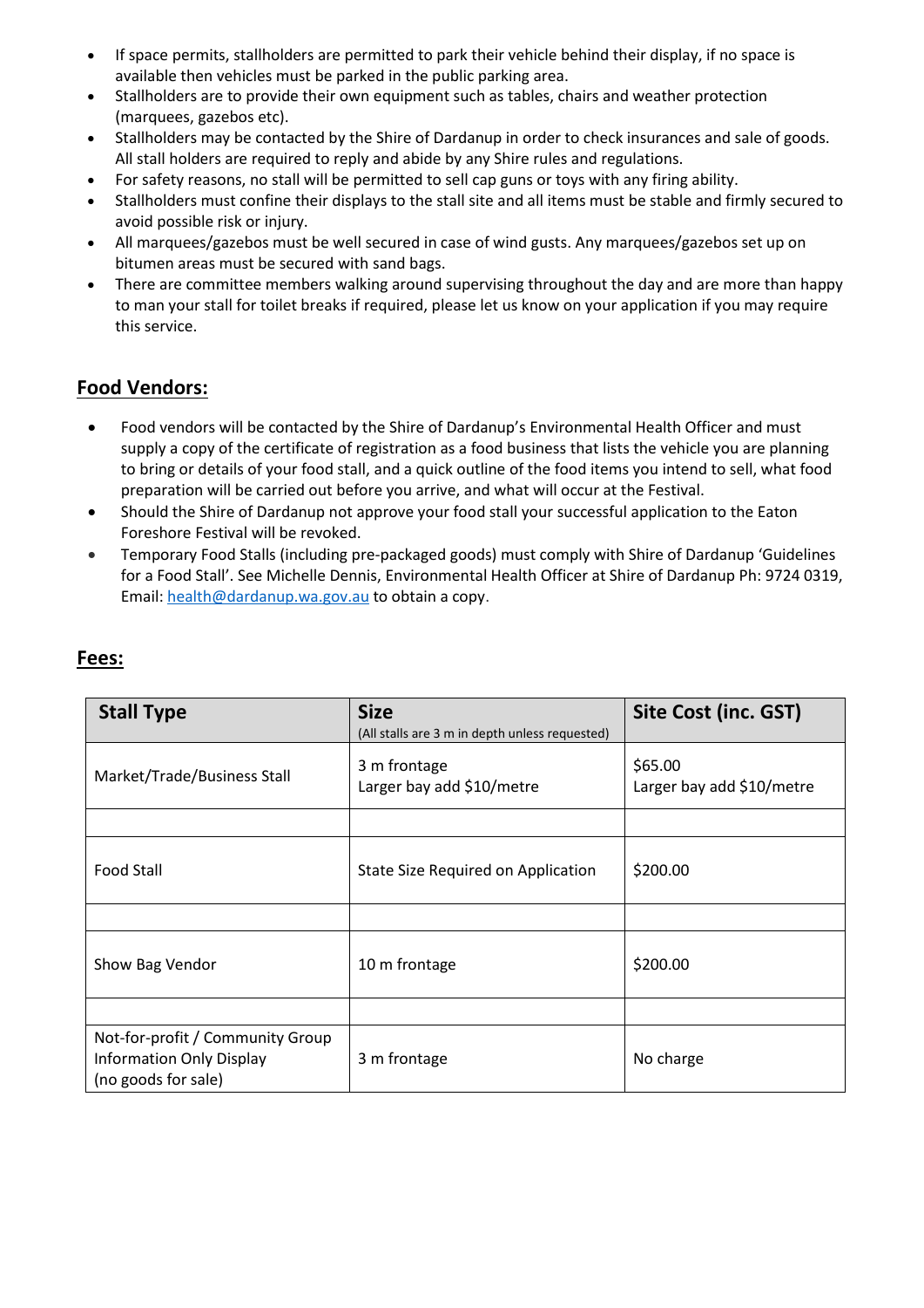- If space permits, stallholders are permitted to park their vehicle behind their display, if no space is available then vehicles must be parked in the public parking area.
- Stallholders are to provide their own equipment such as tables, chairs and weather protection (marquees, gazebos etc).
- Stallholders may be contacted by the Shire of Dardanup in order to check insurances and sale of goods. All stall holders are required to reply and abide by any Shire rules and regulations.
- For safety reasons, no stall will be permitted to sell cap guns or toys with any firing ability.
- Stallholders must confine their displays to the stall site and all items must be stable and firmly secured to avoid possible risk or injury.
- All marquees/gazebos must be well secured in case of wind gusts. Any marquees/gazebos set up on bitumen areas must be secured with sand bags.
- There are committee members walking around supervising throughout the day and are more than happy to man your stall for toilet breaks if required, please let us know on your application if you may require this service.

## Food Vendors:

- Food vendors will be contacted by the Shire of Dardanup's Environmental Health Officer and must supply a copy of the certificate of registration as a food business that lists the vehicle you are planning to bring or details of your food stall, and a quick outline of the food items you intend to sell, what food preparation will be carried out before you arrive, and what will occur at the Festival.
- Should the Shire of Dardanup not approve your food stall your successful application to the Eaton Foreshore Festival will be revoked.
- Temporary Food Stalls (including pre-packaged goods) must comply with Shire of Dardanup 'Guidelines for a Food Stall'. See Michelle Dennis, Environmental Health Officer at Shire of Dardanup Ph: 9724 0319, Email: health@dardanup.wa.gov.au to obtain a copy.

## Fees:

| Stall Type | Size (All stalls are 3 m in depth unless requested) | Site Cost (inc. GST) |
|---|---|---|
| Market/Trade/Business Stall | 3 m frontage<br>Larger bay add $10/metre | $65.00<br>Larger bay add $10/metre |
| | | |
| Food Stall | State Size Required on Application | $200.00 |
| | | |
| Show Bag Vendor | 10 m frontage | $200.00 |
| | | |
| Not-for-profit / Community Group Information Only Display (no goods for sale) | 3 m frontage | No charge |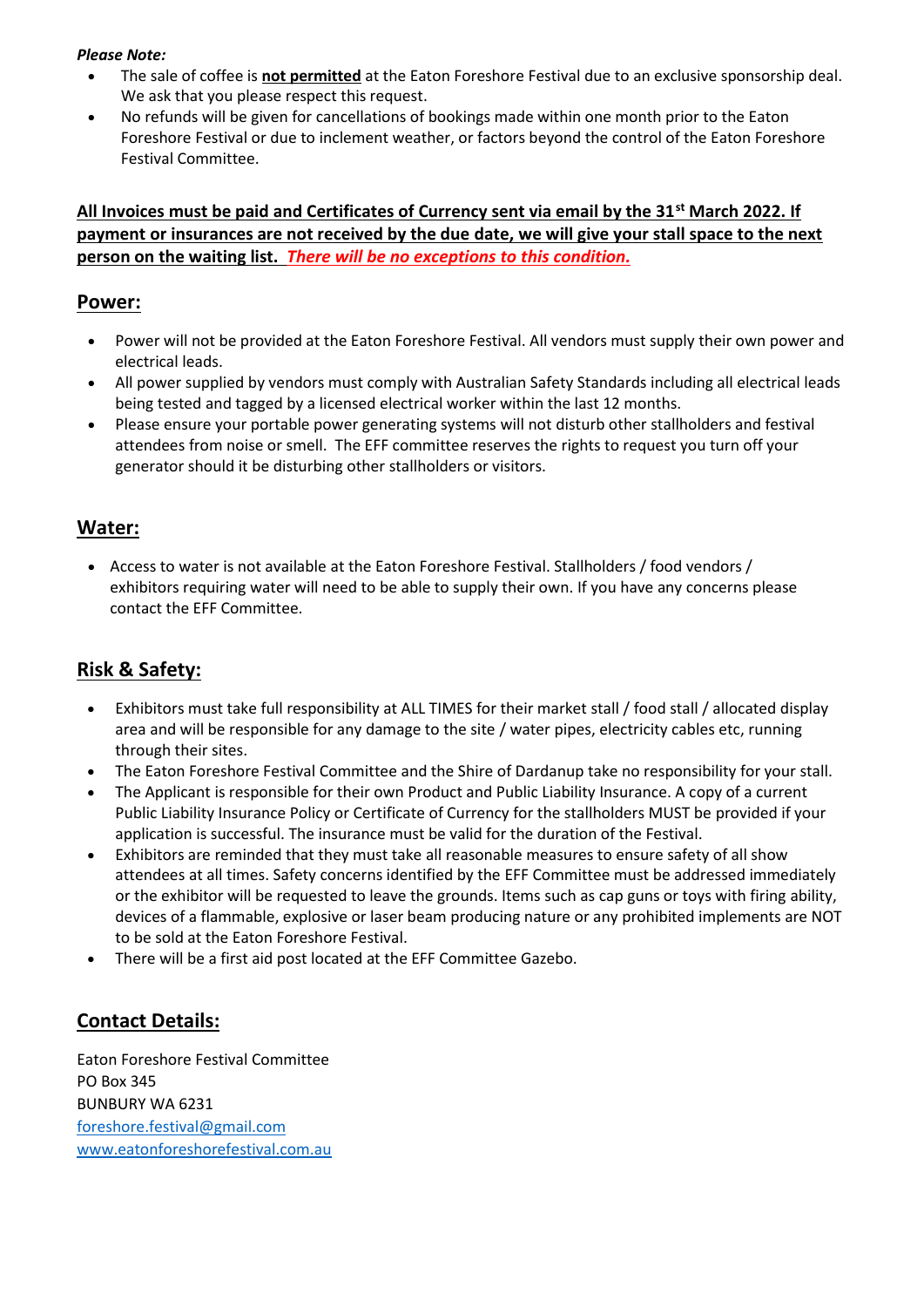***Please Note:***

- The sale of coffee is **not permitted** at the Eaton Foreshore Festival due to an exclusive sponsorship deal. We ask that you please respect this request.
- No refunds will be given for cancellations of bookings made within one month prior to the Eaton Foreshore Festival or due to inclement weather, or factors beyond the control of the Eaton Foreshore Festival Committee.

**All Invoices must be paid and Certificates of Currency sent via email by the 31st March 2022. If payment or insurances are not received by the due date, we will give your stall space to the next person on the waiting list.** ***There will be no exceptions to this condition.***

## Power:

- Power will not be provided at the Eaton Foreshore Festival. All vendors must supply their own power and electrical leads.
- All power supplied by vendors must comply with Australian Safety Standards including all electrical leads being tested and tagged by a licensed electrical worker within the last 12 months.
- Please ensure your portable power generating systems will not disturb other stallholders and festival attendees from noise or smell. The EFF committee reserves the rights to request you turn off your generator should it be disturbing other stallholders or visitors.

## Water:

- Access to water is not available at the Eaton Foreshore Festival. Stallholders / food vendors / exhibitors requiring water will need to be able to supply their own. If you have any concerns please contact the EFF Committee.

## Risk & Safety:

- Exhibitors must take full responsibility at ALL TIMES for their market stall / food stall / allocated display area and will be responsible for any damage to the site / water pipes, electricity cables etc, running through their sites.
- The Eaton Foreshore Festival Committee and the Shire of Dardanup take no responsibility for your stall.
- The Applicant is responsible for their own Product and Public Liability Insurance. A copy of a current Public Liability Insurance Policy or Certificate of Currency for the stallholders MUST be provided if your application is successful. The insurance must be valid for the duration of the Festival.
- Exhibitors are reminded that they must take all reasonable measures to ensure safety of all show attendees at all times. Safety concerns identified by the EFF Committee must be addressed immediately or the exhibitor will be requested to leave the grounds. Items such as cap guns or toys with firing ability, devices of a flammable, explosive or laser beam producing nature or any prohibited implements are NOT to be sold at the Eaton Foreshore Festival.
- There will be a first aid post located at the EFF Committee Gazebo.

## Contact Details:

Eaton Foreshore Festival Committee
PO Box 345
BUNBURY WA 6231
foreshore.festival@gmail.com
www.eatonforeshorefestival.com.au